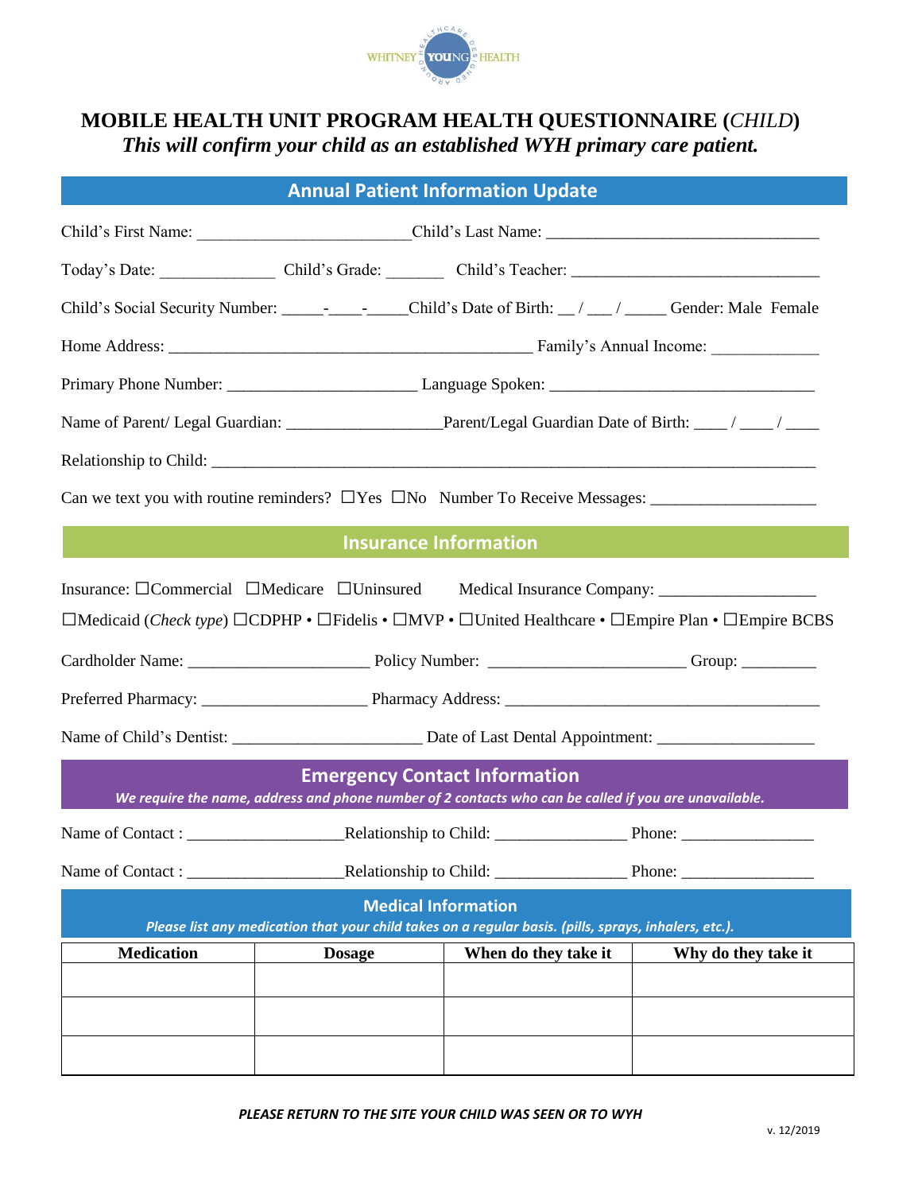# MOBILE HEALTH UNIT PROGRAM HEALTH QUESTIONNAIRE (*CHILD*)

***This will confirm your child as an established WYH primary care patient.***

## Annual Patient Information Update

Child's First Name: ________________________ Child's Last Name: ________________________________

Today's Date: _____________ Child's Grade: _______ Child's Teacher: _____________________________

Child's Social Security Number: _____-____-_____ Child's Date of Birth: __ / ___ / _____ Gender: Male Female

Home Address: ___________________________________________ Family's Annual Income: ____________

Primary Phone Number: ______________________ Language Spoken: _______________________________

Name of Parent/ Legal Guardian: __________________ Parent/Legal Guardian Date of Birth: ____ / ____ / ____

Relationship to Child: _________________________________________________________________________

Can we text you with routine reminders? ☐Yes ☐No Number To Receive Messages: ___________________

## Insurance Information

Insurance: ☐Commercial ☐Medicare ☐Uninsured Medical Insurance Company: __________________

☐Medicaid (*Check type*) ☐CDPHP • ☐Fidelis • ☐MVP • ☐United Healthcare • ☐Empire Plan • ☐Empire BCBS

Cardholder Name: _____________________ Policy Number: _______________________ Group: _________

Preferred Pharmacy: ___________________ Pharmacy Address: _____________________________________

Name of Child's Dentist: ______________________ Date of Last Dental Appointment: __________________

## Emergency Contact Information

***We require the name, address and phone number of 2 contacts who can be called if you are unavailable.***

Name of Contact : __________________ Relationship to Child: _______________ Phone: _______________

Name of Contact : __________________ Relationship to Child: _______________ Phone: _______________

## Medical Information

***Please list any medication that your child takes on a regular basis. (pills, sprays, inhalers, etc.).***

| Medication | Dosage | When do they take it | Why do they take it |
|---|---|---|---|
| | | | |
| | | | |
| | | | |

***PLEASE RETURN TO THE SITE YOUR CHILD WAS SEEN OR TO WYH***

v. 12/2019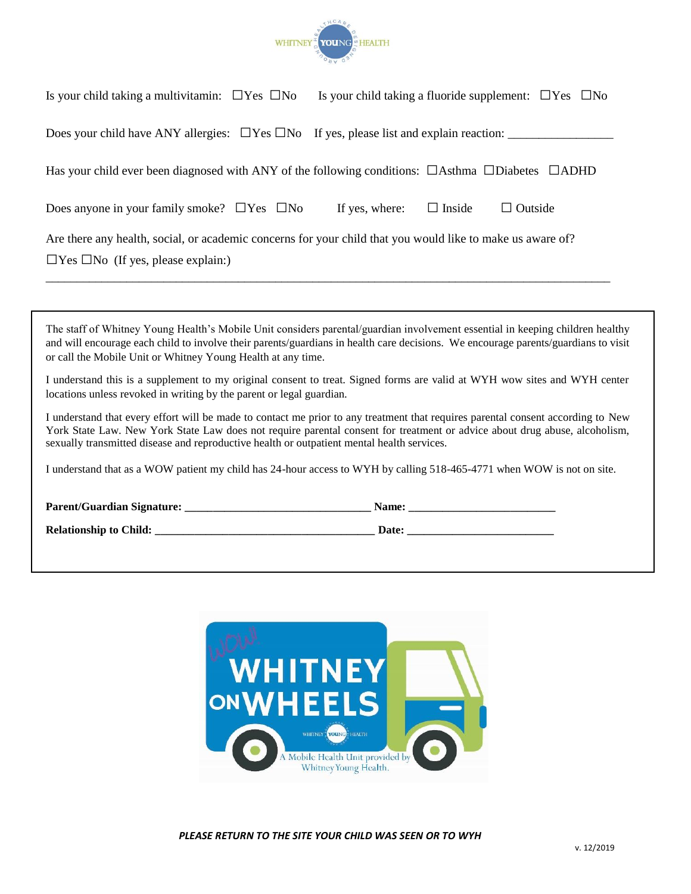Is your child taking a multivitamin: ☐Yes ☐No Is your child taking a fluoride supplement: ☐Yes ☐No

Does your child have ANY allergies: ☐Yes ☐No If yes, please list and explain reaction: _________________

Has your child ever been diagnosed with ANY of the following conditions: ☐Asthma ☐Diabetes ☐ADHD

Does anyone in your family smoke? ☐Yes ☐No If yes, where: ☐ Inside ☐ Outside

Are there any health, social, or academic concerns for your child that you would like to make us aware of?

☐Yes ☐No (If yes, please explain:)

_______________________________________________________________________________________

The staff of Whitney Young Health's Mobile Unit considers parental/guardian involvement essential in keeping children healthy and will encourage each child to involve their parents/guardians in health care decisions. We encourage parents/guardians to visit or call the Mobile Unit or Whitney Young Health at any time.

I understand this is a supplement to my original consent to treat. Signed forms are valid at WYH wow sites and WYH center locations unless revoked in writing by the parent or legal guardian.

I understand that every effort will be made to contact me prior to any treatment that requires parental consent according to New York State Law. New York State Law does not require parental consent for treatment or advice about drug abuse, alcoholism, sexually transmitted disease and reproductive health or outpatient mental health services.

I understand that as a WOW patient my child has 24-hour access to WYH by calling 518-465-4771 when WOW is not on site.

**Parent/Guardian Signature:** _________________________________ **Name:** __________________________

**Relationship to Child:** _______________________________________ **Date:** __________________________

***PLEASE RETURN TO THE SITE YOUR CHILD WAS SEEN OR TO WYH***

v. 12/2019